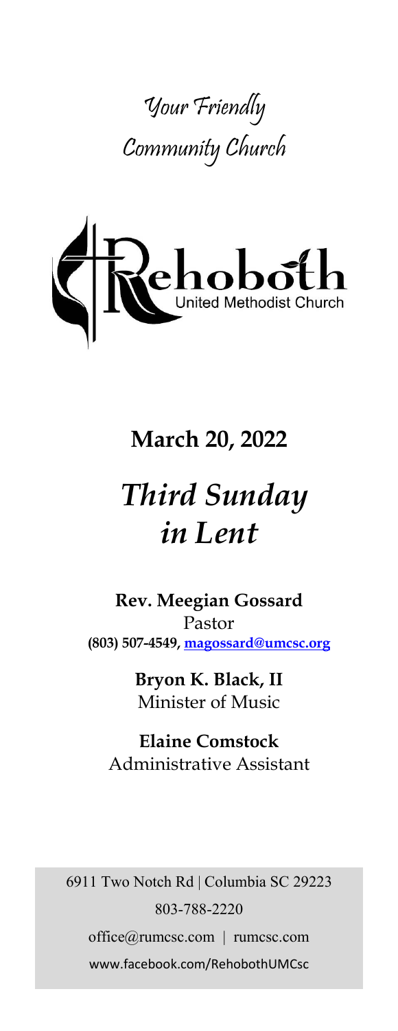# Your Friendly Community Church

Rehoboth United Methodist Church

## March 20, 2022

# *Third Sunday in Lent*

**Rev. Meegian Gossard**
Pastor
**(803) 507-4549, magossard@umcsc.org**

**Bryon K. Black, II**
Minister of Music

**Elaine Comstock**
Administrative Assistant

6911 Two Notch Rd | Columbia SC 29223
803-788-2220
office@rumcsc.com | rumcsc.com
www.facebook.com/RehobothUMCsc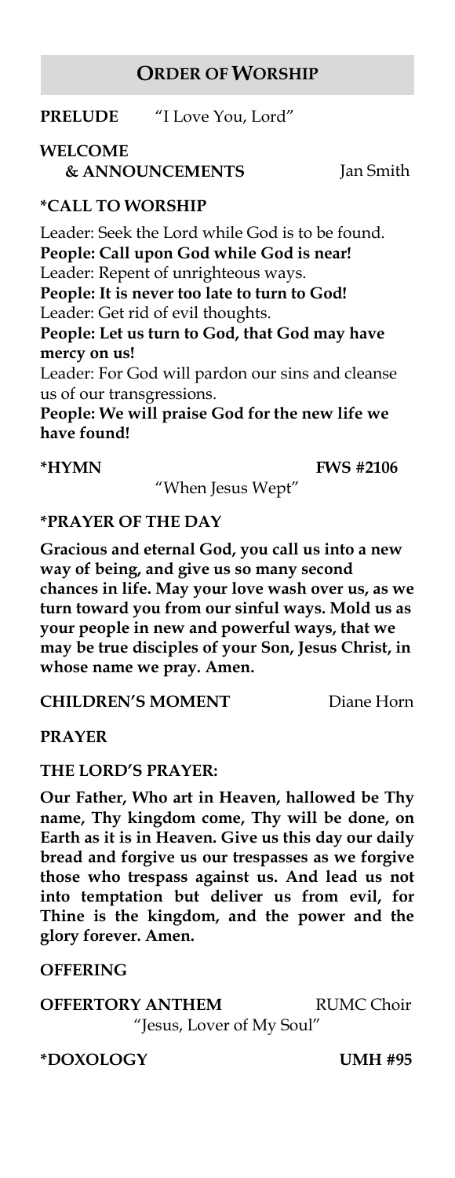## ORDER OF WORSHIP

**PRELUDE** "I Love You, Lord"

**WELCOME & ANNOUNCEMENTS** Jan Smith

**\*CALL TO WORSHIP**

Leader: Seek the Lord while God is to be found.
**People: Call upon God while God is near!**
Leader: Repent of unrighteous ways.
**People: It is never too late to turn to God!**
Leader: Get rid of evil thoughts.
**People: Let us turn to God, that God may have mercy on us!**
Leader: For God will pardon our sins and cleanse us of our transgressions.
**People: We will praise God for the new life we have found!**

**\*HYMN** **FWS #2106**
"When Jesus Wept"

**\*PRAYER OF THE DAY**

**Gracious and eternal God, you call us into a new way of being, and give us so many second chances in life. May your love wash over us, as we turn toward you from our sinful ways. Mold us as your people in new and powerful ways, that we may be true disciples of your Son, Jesus Christ, in whose name we pray. Amen.**

**CHILDREN'S MOMENT** Diane Horn

**PRAYER**

**THE LORD'S PRAYER:**

**Our Father, Who art in Heaven, hallowed be Thy name, Thy kingdom come, Thy will be done, on Earth as it is in Heaven. Give us this day our daily bread and forgive us our trespasses as we forgive those who trespass against us. And lead us not into temptation but deliver us from evil, for Thine is the kingdom, and the power and the glory forever. Amen.**

**OFFERING**

**OFFERTORY ANTHEM** RUMC Choir
"Jesus, Lover of My Soul"

**\*DOXOLOGY** **UMH #95**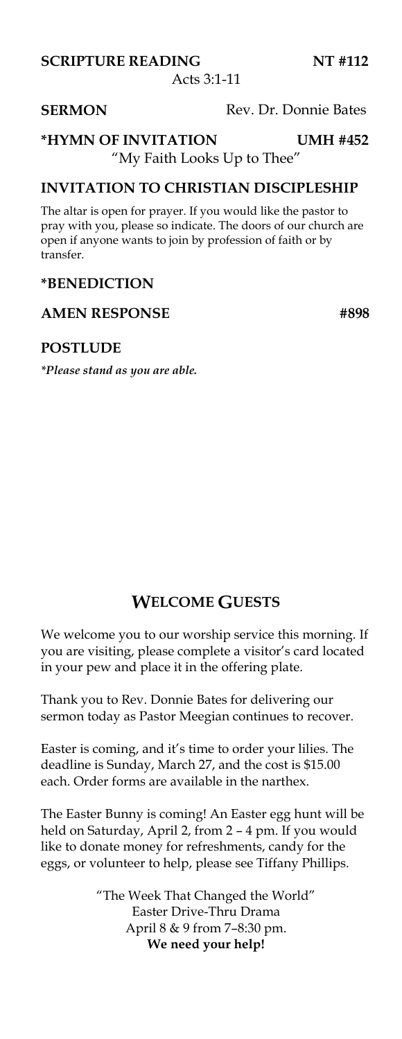**SCRIPTURE READING** NT #112

Acts 3:1-11

**SERMON** Rev. Dr. Donnie Bates

**\*HYMN OF INVITATION** UMH #452

"My Faith Looks Up to Thee"

**INVITATION TO CHRISTIAN DISCIPLESHIP**

The altar is open for prayer. If you would like the pastor to pray with you, please so indicate. The doors of our church are open if anyone wants to join by profession of faith or by transfer.

**\*BENEDICTION**

**AMEN RESPONSE** #898

**POSTLUDE**

*\*Please stand as you are able.*

## WELCOME GUESTS

We welcome you to our worship service this morning. If you are visiting, please complete a visitor's card located in your pew and place it in the offering plate.

Thank you to Rev. Donnie Bates for delivering our sermon today as Pastor Meegian continues to recover.

Easter is coming, and it's time to order your lilies. The deadline is Sunday, March 27, and the cost is $15.00 each. Order forms are available in the narthex.

The Easter Bunny is coming! An Easter egg hunt will be held on Saturday, April 2, from 2 – 4 pm. If you would like to donate money for refreshments, candy for the eggs, or volunteer to help, please see Tiffany Phillips.

"The Week That Changed the World"
Easter Drive-Thru Drama
April 8 & 9 from 7–8:30 pm.
**We need your help!**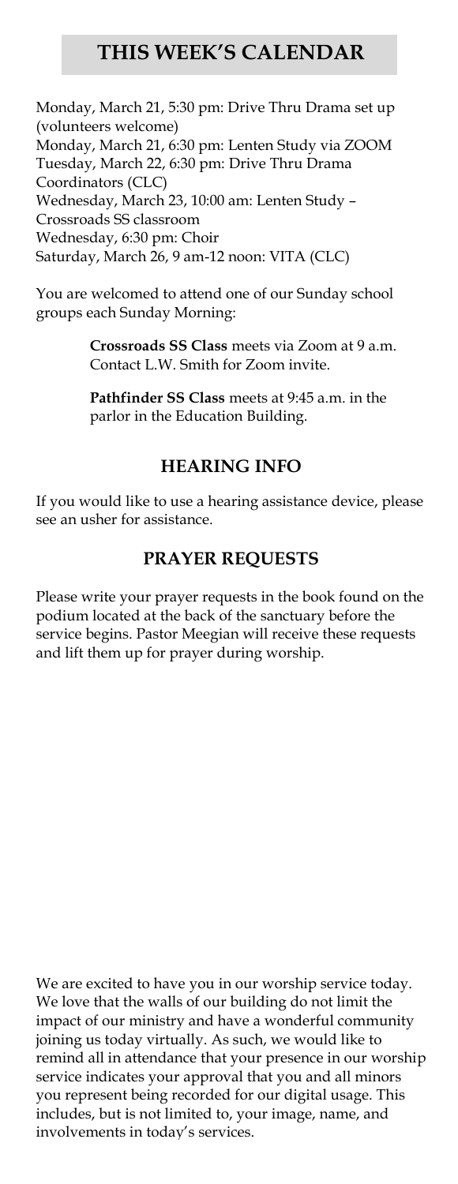## THIS WEEK'S CALENDAR

Monday, March 21, 5:30 pm: Drive Thru Drama set up (volunteers welcome)
Monday, March 21, 6:30 pm: Lenten Study via ZOOM
Tuesday, March 22, 6:30 pm: Drive Thru Drama Coordinators (CLC)
Wednesday, March 23, 10:00 am: Lenten Study – Crossroads SS classroom
Wednesday, 6:30 pm: Choir
Saturday, March 26, 9 am-12 noon: VITA (CLC)

You are welcomed to attend one of our Sunday school groups each Sunday Morning:

**Crossroads SS Class** meets via Zoom at 9 a.m. Contact L.W. Smith for Zoom invite.

**Pathfinder SS Class** meets at 9:45 a.m. in the parlor in the Education Building.

## HEARING INFO

If you would like to use a hearing assistance device, please see an usher for assistance.

## PRAYER REQUESTS

Please write your prayer requests in the book found on the podium located at the back of the sanctuary before the service begins. Pastor Meegian will receive these requests and lift them up for prayer during worship.

We are excited to have you in our worship service today. We love that the walls of our building do not limit the impact of our ministry and have a wonderful community joining us today virtually. As such, we would like to remind all in attendance that your presence in our worship service indicates your approval that you and all minors you represent being recorded for our digital usage. This includes, but is not limited to, your image, name, and involvements in today's services.